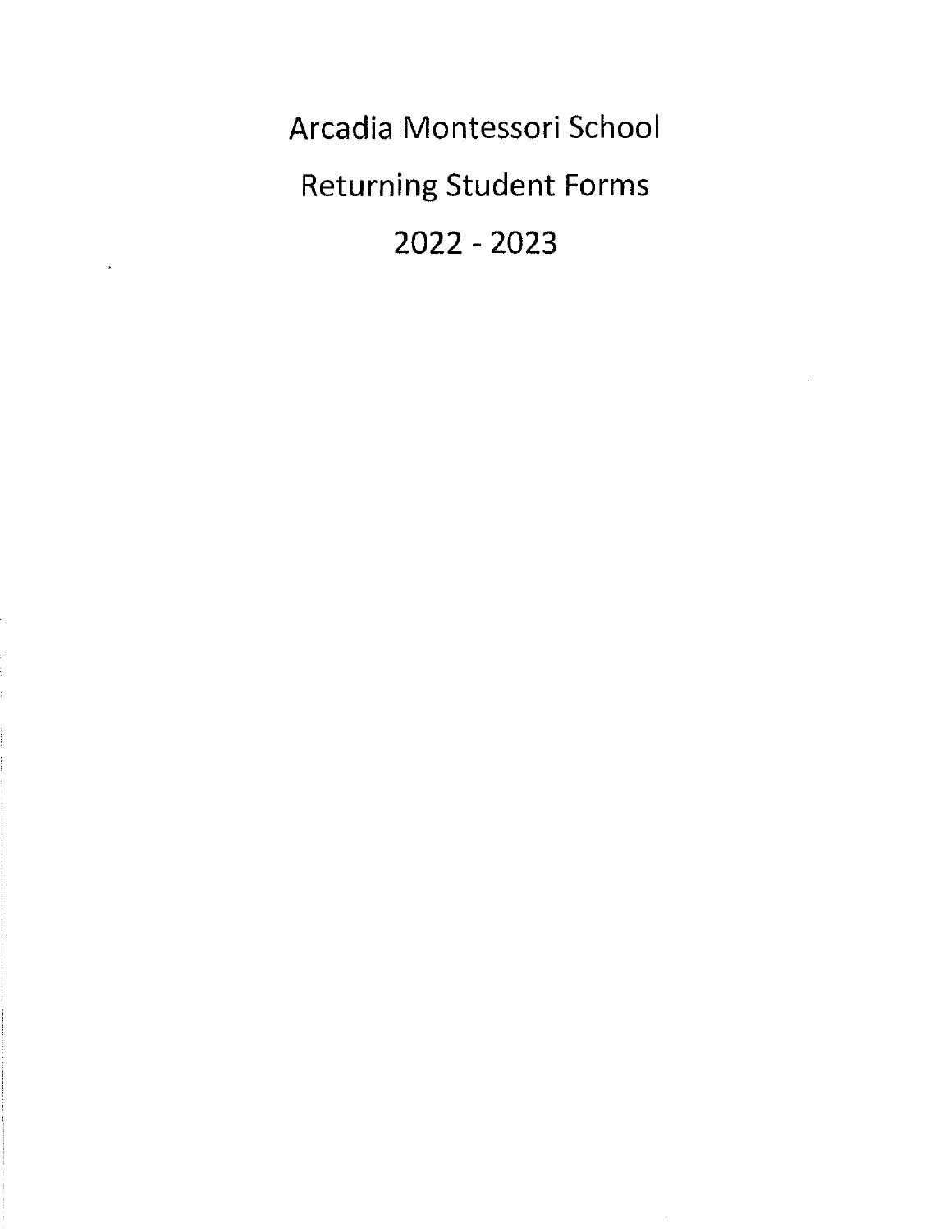# Arcadia Montessori School

## Returning Student Forms

## 2022 - 2023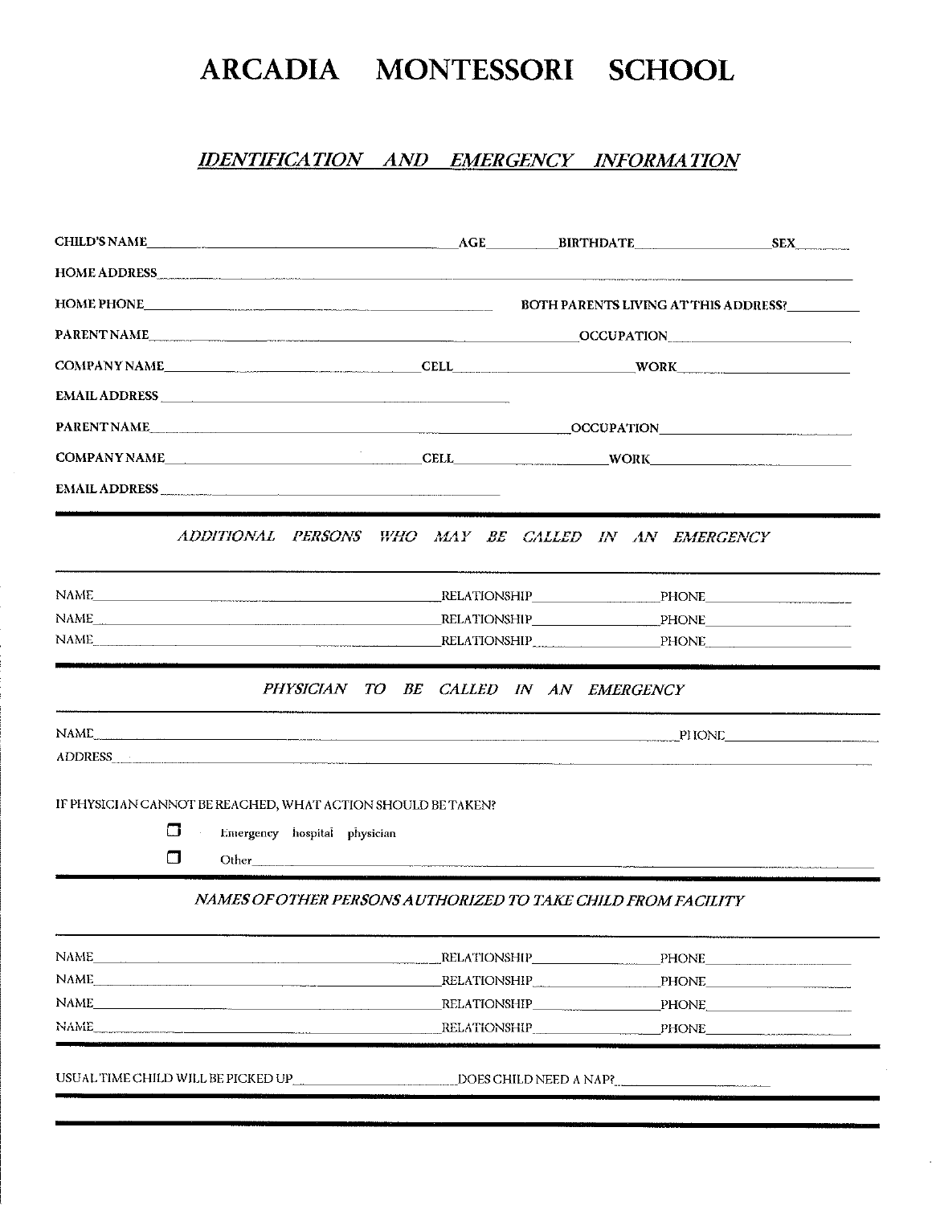# ARCADIA MONTESSORI SCHOOL

## *IDENTIFICATION AND EMERGENCY INFORMATION*

CHILD'S NAME\_\_\_\_\_\_\_\_\_\_\_\_\_\_\_\_\_\_\_\_ AGE\_\_\_\_\_\_\_\_ BIRTHDATE\_\_\_\_\_\_\_\_\_\_\_\_ SEX\_\_\_\_\_\_

HOME ADDRESS\_\_\_\_\_\_\_\_\_\_\_\_\_\_\_\_\_\_\_\_\_\_\_\_\_\_\_\_\_\_\_\_\_\_\_\_\_\_\_\_

HOME PHONE\_\_\_\_\_\_\_\_\_\_\_\_\_\_\_\_\_\_\_\_ BOTH PARENTS LIVING AT THIS ADDRESS?\_\_\_\_\_\_\_\_

PARENT NAME\_\_\_\_\_\_\_\_\_\_\_\_\_\_\_\_\_\_\_\_\_\_\_\_\_\_ OCCUPATION\_\_\_\_\_\_\_\_\_\_\_\_\_\_\_\_

COMPANY NAME\_\_\_\_\_\_\_\_\_\_\_\_\_\_\_\_ CELL\_\_\_\_\_\_\_\_\_\_\_\_\_\_ WORK\_\_\_\_\_\_\_\_\_\_\_\_\_\_

EMAIL ADDRESS\_\_\_\_\_\_\_\_\_\_\_\_\_\_\_\_\_\_\_\_\_\_\_\_

PARENT NAME\_\_\_\_\_\_\_\_\_\_\_\_\_\_\_\_\_\_\_\_\_\_\_\_\_\_ OCCUPATION\_\_\_\_\_\_\_\_\_\_\_\_\_\_\_\_

COMPANY NAME\_\_\_\_\_\_\_\_\_\_\_\_\_\_\_\_ CELL\_\_\_\_\_\_\_\_\_\_\_\_\_\_ WORK\_\_\_\_\_\_\_\_\_\_\_\_\_\_

EMAIL ADDRESS\_\_\_\_\_\_\_\_\_\_\_\_\_\_\_\_\_\_\_\_\_\_\_\_

---

### *ADDITIONAL PERSONS WHO MAY BE CALLED IN AN EMERGENCY*

NAME\_\_\_\_\_\_\_\_\_\_\_\_\_\_\_\_\_\_\_\_\_\_\_\_\_\_ RELATIONSHIP\_\_\_\_\_\_\_\_\_\_\_\_ PHONE\_\_\_\_\_\_\_\_\_\_\_\_

NAME\_\_\_\_\_\_\_\_\_\_\_\_\_\_\_\_\_\_\_\_\_\_\_\_\_\_ RELATIONSHIP\_\_\_\_\_\_\_\_\_\_\_\_ PHONE\_\_\_\_\_\_\_\_\_\_\_\_

NAME\_\_\_\_\_\_\_\_\_\_\_\_\_\_\_\_\_\_\_\_\_\_\_\_\_\_ RELATIONSHIP\_\_\_\_\_\_\_\_\_\_\_\_ PHONE\_\_\_\_\_\_\_\_\_\_\_\_

---

### *PHYSICIAN TO BE CALLED IN AN EMERGENCY*

NAME\_\_\_\_\_\_\_\_\_\_\_\_\_\_\_\_\_\_\_\_\_\_\_\_\_\_\_\_\_\_\_\_\_\_\_\_\_\_\_\_ PHONE\_\_\_\_\_\_\_\_\_\_\_\_

ADDRESS\_\_\_\_\_\_\_\_\_\_\_\_\_\_\_\_\_\_\_\_\_\_\_\_\_\_\_\_\_\_\_\_\_\_\_\_\_\_\_\_\_\_\_\_\_\_

IF PHYSICIAN CANNOT BE REACHED, WHAT ACTION SHOULD BE TAKEN?

- ☐ Emergency hospital physician
- ☐ Other\_\_\_\_\_\_\_\_\_\_\_\_\_\_\_\_\_\_\_\_\_\_\_\_\_\_\_\_\_\_\_\_\_\_\_\_\_\_\_\_

---

### *NAMES OF OTHER PERSONS AUTHORIZED TO TAKE CHILD FROM FACILITY*

NAME\_\_\_\_\_\_\_\_\_\_\_\_\_\_\_\_\_\_\_\_\_\_\_\_\_\_ RELATIONSHIP\_\_\_\_\_\_\_\_\_\_\_\_ PHONE\_\_\_\_\_\_\_\_\_\_\_\_

NAME\_\_\_\_\_\_\_\_\_\_\_\_\_\_\_\_\_\_\_\_\_\_\_\_\_\_ RELATIONSHIP\_\_\_\_\_\_\_\_\_\_\_\_ PHONE\_\_\_\_\_\_\_\_\_\_\_\_

NAME\_\_\_\_\_\_\_\_\_\_\_\_\_\_\_\_\_\_\_\_\_\_\_\_\_\_ RELATIONSHIP\_\_\_\_\_\_\_\_\_\_\_\_ PHONE\_\_\_\_\_\_\_\_\_\_\_\_

NAME\_\_\_\_\_\_\_\_\_\_\_\_\_\_\_\_\_\_\_\_\_\_\_\_\_\_ RELATIONSHIP\_\_\_\_\_\_\_\_\_\_\_\_ PHONE\_\_\_\_\_\_\_\_\_\_\_\_

---

USUAL TIME CHILD WILL BE PICKED UP\_\_\_\_\_\_\_\_\_\_\_\_\_\_ DOES CHILD NEED A NAP?\_\_\_\_\_\_\_\_\_\_\_\_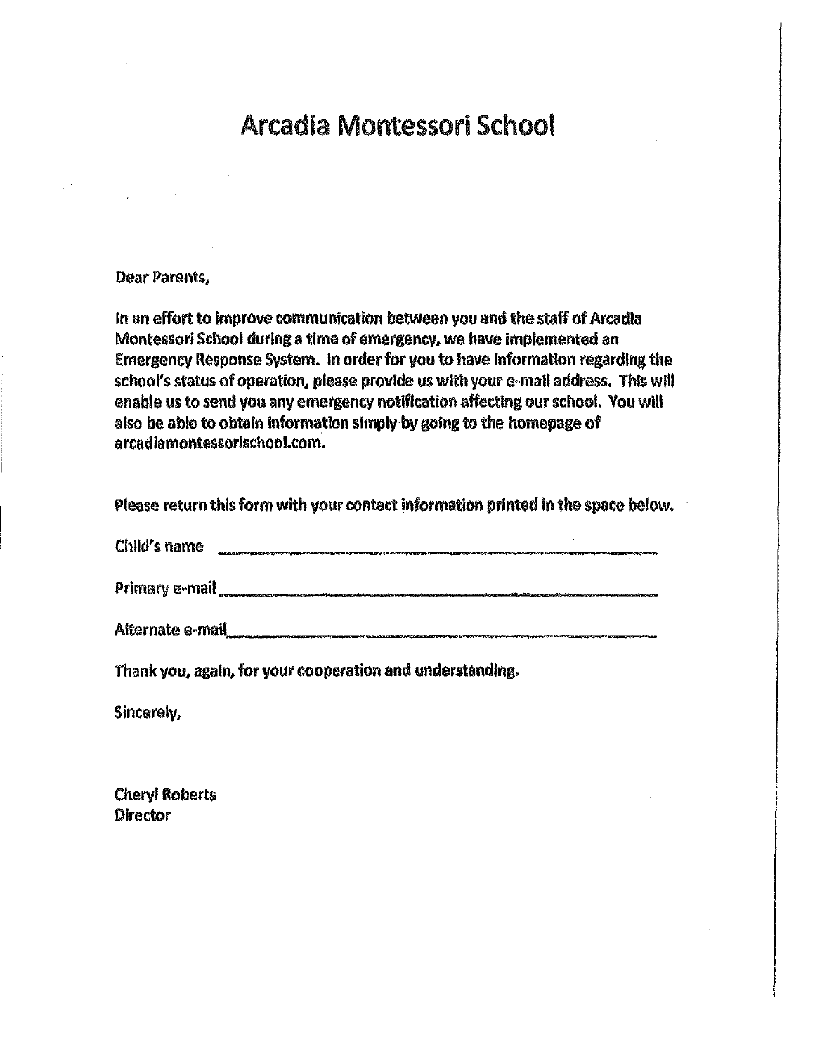# Arcadia Montessori School

Dear Parents,

In an effort to improve communication between you and the staff of Arcadia Montessori School during a time of emergency, we have implemented an Emergency Response System. In order for you to have information regarding the school's status of operation, please provide us with your e-mail address. This will enable us to send you any emergency notification affecting our school. You will also be able to obtain information simply by going to the homepage of arcadiamontessorischool.com.

Please return this form with your contact information printed in the space below.

Child's name ________________________________________________

Primary e-mail ______________________________________________

Alternate e-mail _____________________________________________

Thank you, again, for your cooperation and understanding.

Sincerely,

Cheryl Roberts
Director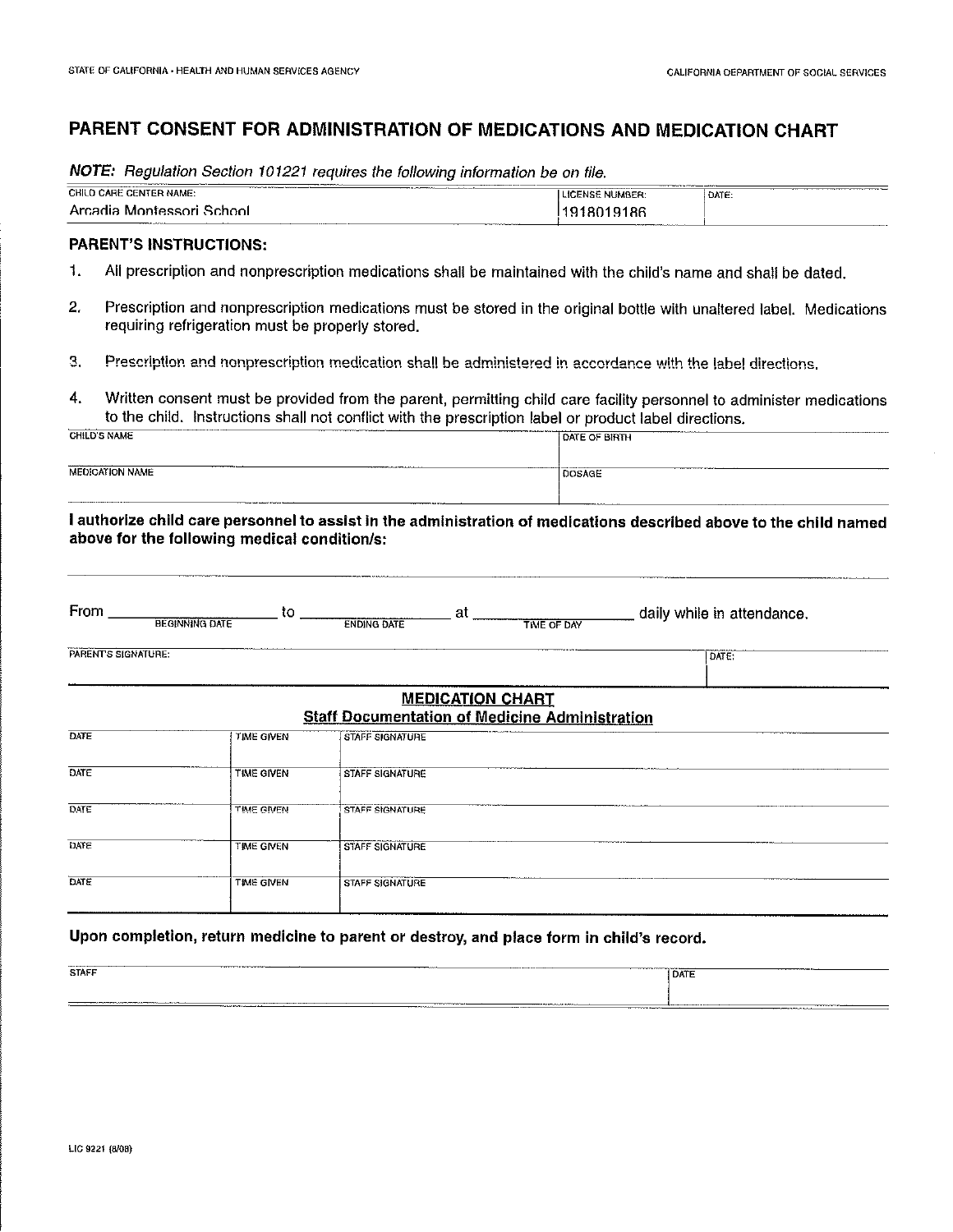STATE OF CALIFORNIA - HEALTH AND HUMAN SERVICES AGENCY

CALIFORNIA DEPARTMENT OF SOCIAL SERVICES

# PARENT CONSENT FOR ADMINISTRATION OF MEDICATIONS AND MEDICATION CHART

***NOTE:*** *Regulation Section 101221 requires the following information be on file.*

| CHILD CARE CENTER NAME: | LICENSE NUMBER: | DATE: |
|---|---|---|
| Arcadia Montessori School | 1918019186 | |

**PARENT'S INSTRUCTIONS:**

1. All prescription and nonprescription medications shall be maintained with the child's name and shall be dated.
2. Prescription and nonprescription medications must be stored in the original bottle with unaltered label. Medications requiring refrigeration must be properly stored.
3. Prescription and nonprescription medication shall be administered in accordance with the label directions.
4. Written consent must be provided from the parent, permitting child care facility personnel to administer medications to the child. Instructions shall not conflict with the prescription label or product label directions.

| CHILD'S NAME | DATE OF BIRTH |
|---|---|
| | |
| MEDICATION NAME | DOSAGE |
| | |

**I authorize child care personnel to assist in the administration of medications described above to the child named above for the following medical condition/s:**

_______________________________________________

From ____________ (BEGINNING DATE) to ____________ (ENDING DATE) at ____________ (TIME OF DAY) daily while in attendance.

| PARENT'S SIGNATURE: | DATE: |
|---|---|
| | |

## MEDICATION CHART

**Staff Documentation of Medicine Administration**

| DATE | TIME GIVEN | STAFF SIGNATURE |
|---|---|---|
| | | |
| | | |
| | | |
| | | |
| | | |

**Upon completion, return medicine to parent or destroy, and place form in child's record.**

| STAFF | DATE |
|---|---|
| | |

LIC 9221 (8/08)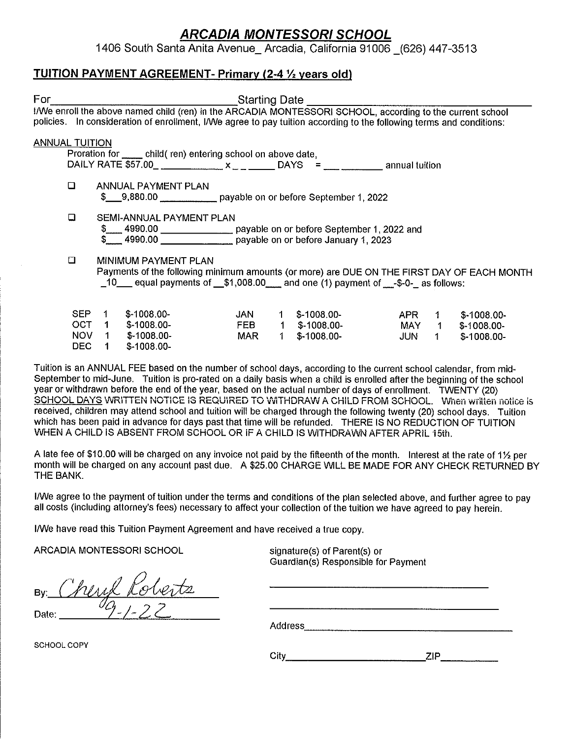# *ARCADIA MONTESSORI SCHOOL*

1406 South Santa Anita Avenue_ Arcadia, California 91006 _(626) 447-3513

## TUITION PAYMENT AGREEMENT- Primary (2-4 ½ years old)

For______________________________ Starting Date ______________________________

I/We enroll the above named child (ren) in the ARCADIA MONTESSORI SCHOOL, according to the current school policies. In consideration of enrollment, I/We agree to pay tuition according to the following terms and conditions:

ANNUAL TUITION

Proration for ____ child( ren) entering school on above date,
DAILY RATE $57.00_ ____________ x _ _ _____ DAYS = ___ ________ annual tuition

☐ ANNUAL PAYMENT PLAN
$___9,880.00 __________ payable on or before September 1, 2022

☐ SEMI-ANNUAL PAYMENT PLAN
$___ 4990.00 _____________ payable on or before September 1, 2022 and
$___ 4990.00 _____________ payable on or before January 1, 2023

☐ MINIMUM PAYMENT PLAN
Payments of the following minimum amounts (or more) are DUE ON THE FIRST DAY OF EACH MONTH _10___ equal payments of __$1,008.00___ and one (1) payment of __-$-0-_ as follows:

| | | | | | | | | |
|---|---|---|---|---|---|---|---|---|
| SEP | 1 | $-1008.00- | JAN | 1 | $-1008.00- | APR | 1 | $-1008.00- |
| OCT | 1 | $-1008.00- | FEB | 1 | $-1008.00- | MAY | 1 | $-1008.00- |
| NOV | 1 | $-1008.00- | MAR | 1 | $-1008.00- | JUN | 1 | $-1008.00- |
| DEC | 1 | $-1008.00- | | | | | | |

Tuition is an ANNUAL FEE based on the number of school days, according to the current school calendar, from mid-September to mid-June. Tuition is pro-rated on a daily basis when a child is enrolled after the beginning of the school year or withdrawn before the end of the year, based on the actual number of days of enrollment. TWENTY (20) SCHOOL DAYS WRITTEN NOTICE IS REQUIRED TO WITHDRAW A CHILD FROM SCHOOL. When written notice is received, children may attend school and tuition will be charged through the following twenty (20) school days. Tuition which has been paid in advance for days past that time will be refunded. THERE IS NO REDUCTION OF TUITION WHEN A CHILD IS ABSENT FROM SCHOOL OR IF A CHILD IS WITHDRAWN AFTER APRIL 15th.

A late fee of $10.00 will be charged on any invoice not paid by the fifteenth of the month. Interest at the rate of 1½ per month will be charged on any account past due. A $25.00 CHARGE WILL BE MADE FOR ANY CHECK RETURNED BY THE BANK.

I/We agree to the payment of tuition under the terms and conditions of the plan selected above, and further agree to pay all costs (including attorney's fees) necessary to affect your collection of the tuition we have agreed to pay herein.

I/We have read this Tuition Payment Agreement and have received a true copy.

ARCADIA MONTESSORI SCHOOL

By: *Cheryl Roberts*

Date: *9-1-22*

SCHOOL COPY

signature(s) of Parent(s) or
Guardian(s) Responsible for Payment

______________________________________

______________________________________

Address______________________________

City_____________________ ZIP__________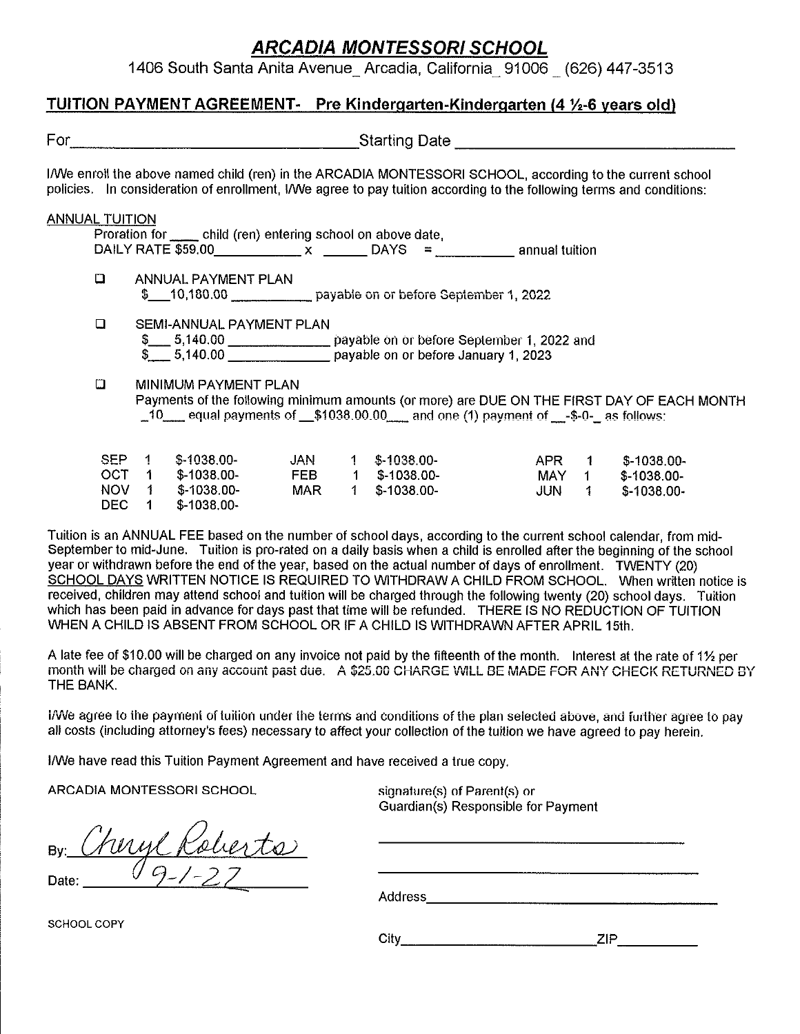# ***ARCADIA MONTESSORI SCHOOL***

1406 South Santa Anita Avenue_ Arcadia, California_ 91006 _ (626) 447-3513

## TUITION PAYMENT AGREEMENT- Pre Kindergarten-Kindergarten (4 ½-6 years old)

For________________________________ Starting Date ________________________________

I/We enroll the above named child (ren) in the ARCADIA MONTESSORI SCHOOL, according to the current school policies. In consideration of enrollment, I/We agree to pay tuition according to the following terms and conditions:

ANNUAL TUITION

Proration for ____ child (ren) entering school on above date,
DAILY RATE $59.00____________ x ______ DAYS = __________ annual tuition

- ☐ ANNUAL PAYMENT PLAN
  $___10,180.00 ___________ payable on or before September 1, 2022

- ☐ SEMI-ANNUAL PAYMENT PLAN
  $___ 5,140.00 _____________ payable on or before September 1, 2022 and
  $___ 5,140.00 _____________ payable on or before January 1, 2023

- ☐ MINIMUM PAYMENT PLAN
  Payments of the following minimum amounts (or more) are DUE ON THE FIRST DAY OF EACH MONTH _10___ equal payments of __$1038.00.00___ and one (1) payment of __-$-0-_ as follows:

| | | | | | | | | |
|---|---|---|---|---|---|---|---|---|
| SEP | 1 | $-1038.00- | JAN | 1 | $-1038.00- | APR | 1 | $-1038.00- |
| OCT | 1 | $-1038.00- | FEB | 1 | $-1038.00- | MAY | 1 | $-1038.00- |
| NOV | 1 | $-1038.00- | MAR | 1 | $-1038.00- | JUN | 1 | $-1038.00- |
| DEC | 1 | $-1038.00- | | | | | | |

Tuition is an ANNUAL FEE based on the number of school days, according to the current school calendar, from mid-September to mid-June. Tuition is pro-rated on a daily basis when a child is enrolled after the beginning of the school year or withdrawn before the end of the year, based on the actual number of days of enrollment. TWENTY (20) SCHOOL DAYS WRITTEN NOTICE IS REQUIRED TO WITHDRAW A CHILD FROM SCHOOL. When written notice is received, children may attend school and tuition will be charged through the following twenty (20) school days. Tuition which has been paid in advance for days past that time will be refunded. THERE IS NO REDUCTION OF TUITION WHEN A CHILD IS ABSENT FROM SCHOOL OR IF A CHILD IS WITHDRAWN AFTER APRIL 15th.

A late fee of $10.00 will be charged on any invoice not paid by the fifteenth of the month. Interest at the rate of 1½ per month will be charged on any account past due. A $25.00 CHARGE WILL BE MADE FOR ANY CHECK RETURNED BY THE BANK.

I/We agree to the payment of tuition under the terms and conditions of the plan selected above, and further agree to pay all costs (including attorney's fees) necessary to affect your collection of the tuition we have agreed to pay herein.

I/We have read this Tuition Payment Agreement and have received a true copy.

ARCADIA MONTESSORI SCHOOL

By: *Cheryl Roberts*

Date: *9-1-22*

SCHOOL COPY

signature(s) of Parent(s) or
Guardian(s) Responsible for Payment

________________________________

________________________________

Address________________________________

City______________________ZIP__________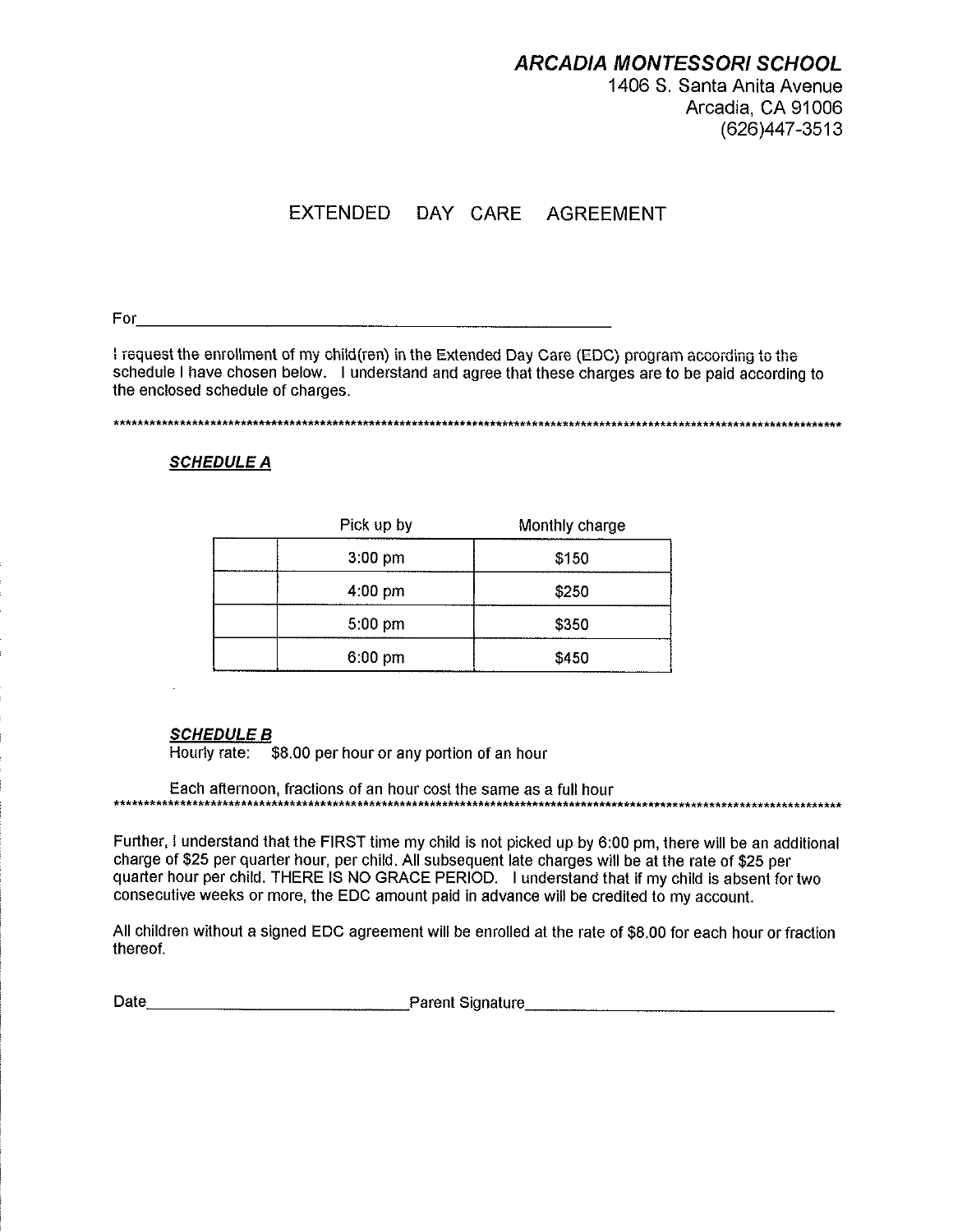***ARCADIA MONTESSORI SCHOOL***
1406 S. Santa Anita Avenue
Arcadia, CA 91006
(626)447-3513

# EXTENDED DAY CARE AGREEMENT

For______________________________________________________

I request the enrollment of my child(ren) in the Extended Day Care (EDC) program according to the schedule I have chosen below. I understand and agree that these charges are to be paid according to the enclosed schedule of charges.

***************************************************************************************************************

***SCHEDULE A***

| | Pick up by | Monthly charge |
|---|---|---|
| | 3:00 pm | $150 |
| | 4:00 pm | $250 |
| | 5:00 pm | $350 |
| | 6:00 pm | $450 |

***SCHEDULE B***
Hourly rate: $8.00 per hour or any portion of an hour

Each afternoon, fractions of an hour cost the same as a full hour
***************************************************************************************************************

Further, I understand that the FIRST time my child is not picked up by 6:00 pm, there will be an additional charge of $25 per quarter hour, per child. All subsequent late charges will be at the rate of $25 per quarter hour per child. THERE IS NO GRACE PERIOD. I understand that if my child is absent for two consecutive weeks or more, the EDC amount paid in advance will be credited to my account.

All children without a signed EDC agreement will be enrolled at the rate of $8.00 for each hour or fraction thereof.

Date____________________________Parent Signature____________________________________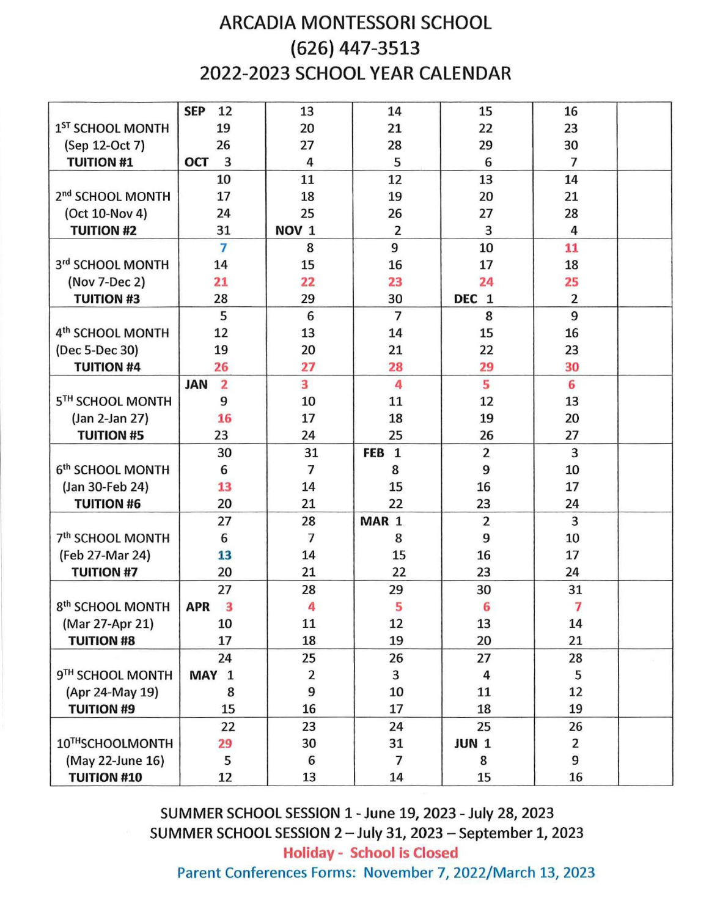# ARCADIA MONTESSORI SCHOOL

# (626) 447-3513

# 2022-2023 SCHOOL YEAR CALENDAR

| | | | | | | |
|---|---|---|---|---|---|---|
| 1ST SCHOOL MONTH (Sep 12-Oct 7) **TUITION #1** | **SEP** 12 | 13 | 14 | 15 | 16 | |
| | 19 | 20 | 21 | 22 | 23 | |
| | 26 | 27 | 28 | 29 | 30 | |
| | **OCT** 3 | 4 | 5 | 6 | 7 | |
| 2nd SCHOOL MONTH (Oct 10-Nov 4) **TUITION #2** | 10 | 11 | 12 | 13 | 14 | |
| | 17 | 18 | 19 | 20 | 21 | |
| | 24 | 25 | 26 | 27 | 28 | |
| | 31 | **NOV** 1 | 2 | 3 | 4 | |
| 3rd SCHOOL MONTH (Nov 7-Dec 2) **TUITION #3** | 7 | 8 | 9 | 10 | 11 | |
| | 14 | 15 | 16 | 17 | 18 | |
| | 21 | 22 | 23 | 24 | 25 | |
| | 28 | 29 | 30 | **DEC** 1 | 2 | |
| 4th SCHOOL MONTH (Dec 5-Dec 30) **TUITION #4** | 5 | 6 | 7 | 8 | 9 | |
| | 12 | 13 | 14 | 15 | 16 | |
| | 19 | 20 | 21 | 22 | 23 | |
| | 26 | 27 | 28 | 29 | 30 | |
| 5TH SCHOOL MONTH (Jan 2-Jan 27) **TUITION #5** | **JAN** 2 | 3 | 4 | 5 | 6 | |
| | 9 | 10 | 11 | 12 | 13 | |
| | 16 | 17 | 18 | 19 | 20 | |
| | 23 | 24 | 25 | 26 | 27 | |
| 6th SCHOOL MONTH (Jan 30-Feb 24) **TUITION #6** | 30 | 31 | **FEB** 1 | 2 | 3 | |
| | 6 | 7 | 8 | 9 | 10 | |
| | 13 | 14 | 15 | 16 | 17 | |
| | 20 | 21 | 22 | 23 | 24 | |
| 7th SCHOOL MONTH (Feb 27-Mar 24) **TUITION #7** | 27 | 28 | **MAR** 1 | 2 | 3 | |
| | 6 | 7 | 8 | 9 | 10 | |
| | 13 | 14 | 15 | 16 | 17 | |
| | 20 | 21 | 22 | 23 | 24 | |
| 8th SCHOOL MONTH (Mar 27-Apr 21) **TUITION #8** | 27 | 28 | 29 | 30 | 31 | |
| | **APR** 3 | 4 | 5 | 6 | 7 | |
| | 10 | 11 | 12 | 13 | 14 | |
| | 17 | 18 | 19 | 20 | 21 | |
| 9TH SCHOOL MONTH (Apr 24-May 19) **TUITION #9** | 24 | 25 | 26 | 27 | 28 | |
| | **MAY** 1 | 2 | 3 | 4 | 5 | |
| | 8 | 9 | 10 | 11 | 12 | |
| | 15 | 16 | 17 | 18 | 19 | |
| 10THSCHOOLMONTH (May 22-June 16) **TUITION #10** | 22 | 23 | 24 | 25 | 26 | |
| | 29 | 30 | 31 | **JUN** 1 | 2 | |
| | 5 | 6 | 7 | 8 | 9 | |
| | 12 | 13 | 14 | 15 | 16 | |

SUMMER SCHOOL SESSION 1 - June 19, 2023 - July 28, 2023

SUMMER SCHOOL SESSION 2 – July 31, 2023 – September 1, 2023

**Holiday - School is Closed**

Parent Conferences Forms: November 7, 2022/March 13, 2023